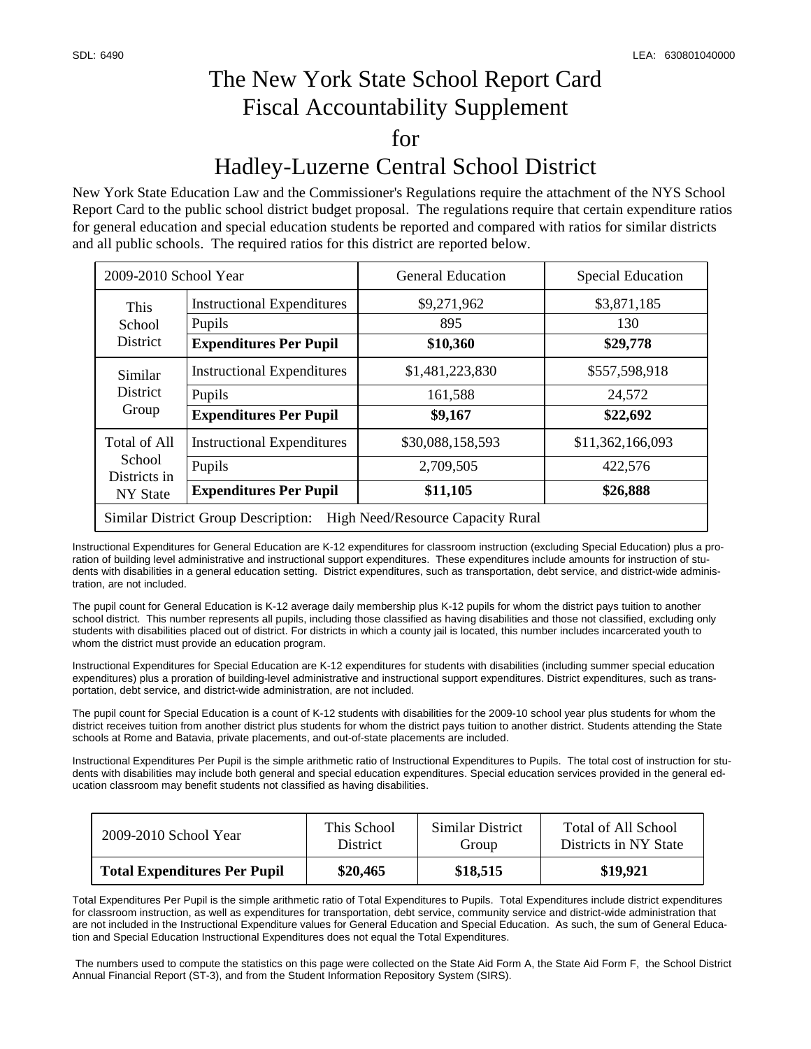SDL: 6490 LEA: 630801040000

# The New York State School Report Card Fiscal Accountability Supplement for Hadley-Luzerne Central School District

New York State Education Law and the Commissioner's Regulations require the attachment of the NYS School Report Card to the public school district budget proposal. The regulations require that certain expenditure ratios for general education and special education students be reported and compared with ratios for similar districts and all public schools. The required ratios for this district are reported below.

| 2009-2010 School Year | | General Education | Special Education |
|---|---|---|---|
| This School District | Instructional Expenditures | $9,271,962 | $3,871,185 |
| | Pupils | 895 | 130 |
| | **Expenditures Per Pupil** | **$10,360** | **$29,778** |
| Similar District Group | Instructional Expenditures | $1,481,223,830 | $557,598,918 |
| | Pupils | 161,588 | 24,572 |
| | **Expenditures Per Pupil** | **$9,167** | **$22,692** |
| Total of All School Districts in NY State | Instructional Expenditures | $30,088,158,593 | $11,362,166,093 |
| | Pupils | 2,709,505 | 422,576 |
| | **Expenditures Per Pupil** | **$11,105** | **$26,888** |
| Similar District Group Description: High Need/Resource Capacity Rural | | | |

Instructional Expenditures for General Education are K-12 expenditures for classroom instruction (excluding Special Education) plus a proration of building level administrative and instructional support expenditures. These expenditures include amounts for instruction of students with disabilities in a general education setting. District expenditures, such as transportation, debt service, and district-wide administration, are not included.

The pupil count for General Education is K-12 average daily membership plus K-12 pupils for whom the district pays tuition to another school district. This number represents all pupils, including those classified as having disabilities and those not classified, excluding only students with disabilities placed out of district. For districts in which a county jail is located, this number includes incarcerated youth to whom the district must provide an education program.

Instructional Expenditures for Special Education are K-12 expenditures for students with disabilities (including summer special education expenditures) plus a proration of building-level administrative and instructional support expenditures. District expenditures, such as transportation, debt service, and district-wide administration, are not included.

The pupil count for Special Education is a count of K-12 students with disabilities for the 2009-10 school year plus students for whom the district receives tuition from another district plus students for whom the district pays tuition to another district. Students attending the State schools at Rome and Batavia, private placements, and out-of-state placements are included.

Instructional Expenditures Per Pupil is the simple arithmetic ratio of Instructional Expenditures to Pupils. The total cost of instruction for students with disabilities may include both general and special education expenditures. Special education services provided in the general education classroom may benefit students not classified as having disabilities.

| 2009-2010 School Year | This School District | Similar District Group | Total of All School Districts in NY State |
|---|---|---|---|
| **Total Expenditures Per Pupil** | **$20,465** | **$18,515** | **$19,921** |

Total Expenditures Per Pupil is the simple arithmetic ratio of Total Expenditures to Pupils. Total Expenditures include district expenditures for classroom instruction, as well as expenditures for transportation, debt service, community service and district-wide administration that are not included in the Instructional Expenditure values for General Education and Special Education. As such, the sum of General Education and Special Education Instructional Expenditures does not equal the Total Expenditures.

The numbers used to compute the statistics on this page were collected on the State Aid Form A, the State Aid Form F, the School District Annual Financial Report (ST-3), and from the Student Information Repository System (SIRS).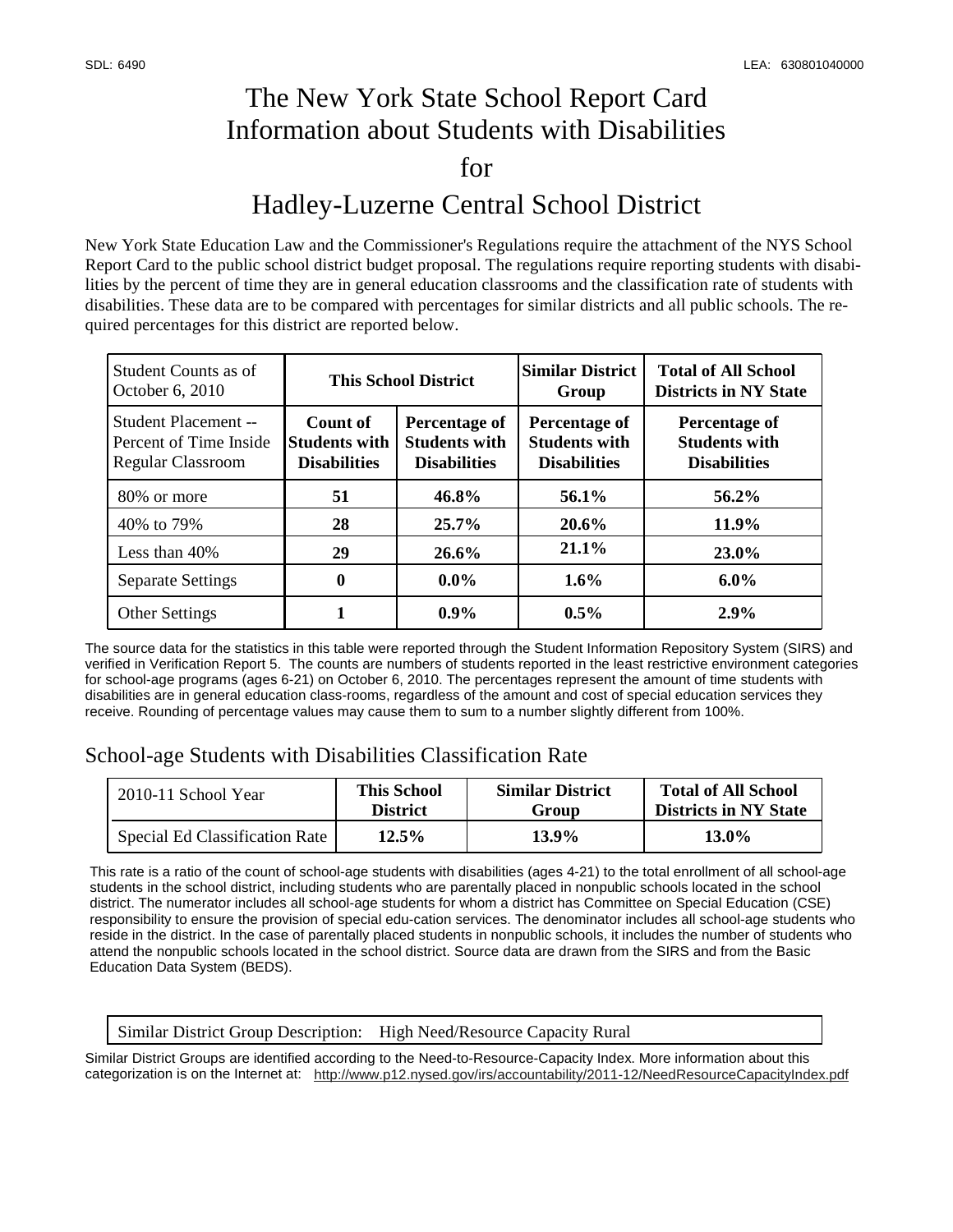# The New York State School Report Card Information about Students with Disabilities for Hadley-Luzerne Central School District

New York State Education Law and the Commissioner's Regulations require the attachment of the NYS School Report Card to the public school district budget proposal. The regulations require reporting students with disabilities by the percent of time they are in general education classrooms and the classification rate of students with disabilities. These data are to be compared with percentages for similar districts and all public schools. The required percentages for this district are reported below.

| Student Counts as of October 6, 2010 | This School District | | Similar District Group | Total of All School Districts in NY State |
|---|---|---|---|---|
| Student Placement -- Percent of Time Inside Regular Classroom | Count of Students with Disabilities | Percentage of Students with Disabilities | Percentage of Students with Disabilities | Percentage of Students with Disabilities |
| 80% or more | 51 | 46.8% | 56.1% | 56.2% |
| 40% to 79% | 28 | 25.7% | 20.6% | 11.9% |
| Less than 40% | 29 | 26.6% | 21.1% | 23.0% |
| Separate Settings | 0 | 0.0% | 1.6% | 6.0% |
| Other Settings | 1 | 0.9% | 0.5% | 2.9% |

The source data for the statistics in this table were reported through the Student Information Repository System (SIRS) and verified in Verification Report 5. The counts are numbers of students reported in the least restrictive environment categories for school-age programs (ages 6-21) on October 6, 2010. The percentages represent the amount of time students with disabilities are in general education class-rooms, regardless of the amount and cost of special education services they receive. Rounding of percentage values may cause them to sum to a number slightly different from 100%.

## School-age Students with Disabilities Classification Rate

| 2010-11 School Year | This School District | Similar District Group | Total of All School Districts in NY State |
|---|---|---|---|
| Special Ed Classification Rate | 12.5% | 13.9% | 13.0% |

This rate is a ratio of the count of school-age students with disabilities (ages 4-21) to the total enrollment of all school-age students in the school district, including students who are parentally placed in nonpublic schools located in the school district. The numerator includes all school-age students for whom a district has Committee on Special Education (CSE) responsibility to ensure the provision of special edu-cation services. The denominator includes all school-age students who reside in the district. In the case of parentally placed students in nonpublic schools, it includes the number of students who attend the nonpublic schools located in the school district. Source data are drawn from the SIRS and from the Basic Education Data System (BEDS).

Similar District Group Description: High Need/Resource Capacity Rural

Similar District Groups are identified according to the Need-to-Resource-Capacity Index. More information about this categorization is on the Internet at: http://www.p12.nysed.gov/irs/accountability/2011-12/NeedResourceCapacityIndex.pdf